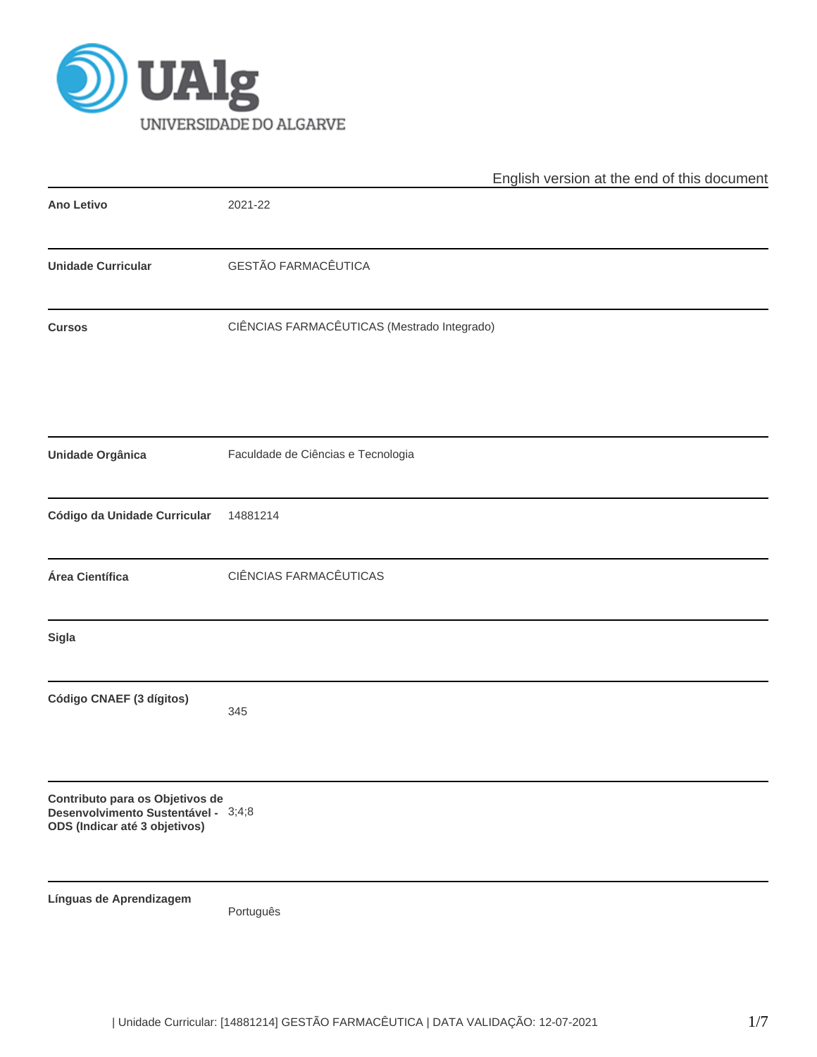UAlg UNIVERSIDADE DO ALGARVE

English version at the end of this document

| | |
|---|---|
| **Ano Letivo** | 2021-22 |
| **Unidade Curricular** | GESTÃO FARMACÊUTICA |
| **Cursos** | CIÊNCIAS FARMACÊUTICAS (Mestrado Integrado) |
| **Unidade Orgânica** | Faculdade de Ciências e Tecnologia |
| **Código da Unidade Curricular** | 14881214 |
| **Área Científica** | CIÊNCIAS FARMACÊUTICAS |
| **Sigla** | |
| **Código CNAEF (3 dígitos)** | 345 |
| **Contributo para os Objetivos de Desenvolvimento Sustentável - ODS (Indicar até 3 objetivos)** | 3;4;8 |
| **Línguas de Aprendizagem** | Português |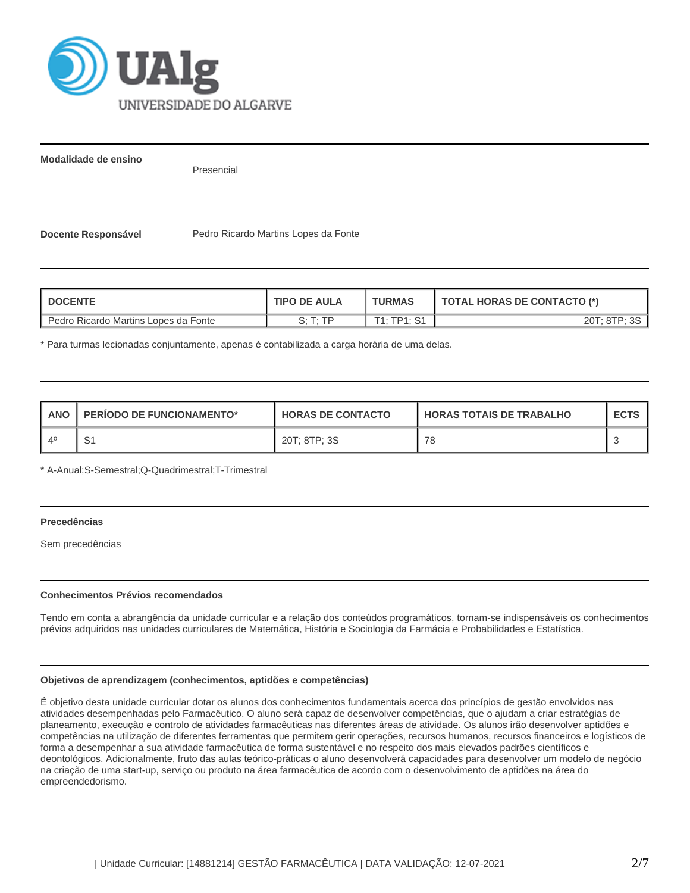**Modalidade de ensino**

Presencial

**Docente Responsável**

Pedro Ricardo Martins Lopes da Fonte

| DOCENTE | TIPO DE AULA | TURMAS | TOTAL HORAS DE CONTACTO (*) |
|---|---|---|---|
| Pedro Ricardo Martins Lopes da Fonte | S; T; TP | T1; TP1; S1 | 20T; 8TP; 3S |

* Para turmas lecionadas conjuntamente, apenas é contabilizada a carga horária de uma delas.

| ANO | PERÍODO DE FUNCIONAMENTO* | HORAS DE CONTACTO | HORAS TOTAIS DE TRABALHO | ECTS |
|---|---|---|---|---|
| 4º | S1 | 20T; 8TP; 3S | 78 | 3 |

* A-Anual;S-Semestral;Q-Quadrimestral;T-Trimestral

**Precedências**

Sem precedências

**Conhecimentos Prévios recomendados**

Tendo em conta a abrangência da unidade curricular e a relação dos conteúdos programáticos, tornam-se indispensáveis os conhecimentos prévios adquiridos nas unidades curriculares de Matemática, História e Sociologia da Farmácia e Probabilidades e Estatística.

**Objetivos de aprendizagem (conhecimentos, aptidões e competências)**

É objetivo desta unidade curricular dotar os alunos dos conhecimentos fundamentais acerca dos princípios de gestão envolvidos nas atividades desempenhadas pelo Farmacêutico. O aluno será capaz de desenvolver competências, que o ajudam a criar estratégias de planeamento, execução e controlo de atividades farmacêuticas nas diferentes áreas de atividade. Os alunos irão desenvolver aptidões e competências na utilização de diferentes ferramentas que permitem gerir operações, recursos humanos, recursos financeiros e logísticos de forma a desempenhar a sua atividade farmacêutica de forma sustentável e no respeito dos mais elevados padrões científicos e deontológicos. Adicionalmente, fruto das aulas teórico-práticas o aluno desenvolverá capacidades para desenvolver um modelo de negócio na criação de uma start-up, serviço ou produto na área farmacêutica de acordo com o desenvolvimento de aptidões na área do empreendedorismo.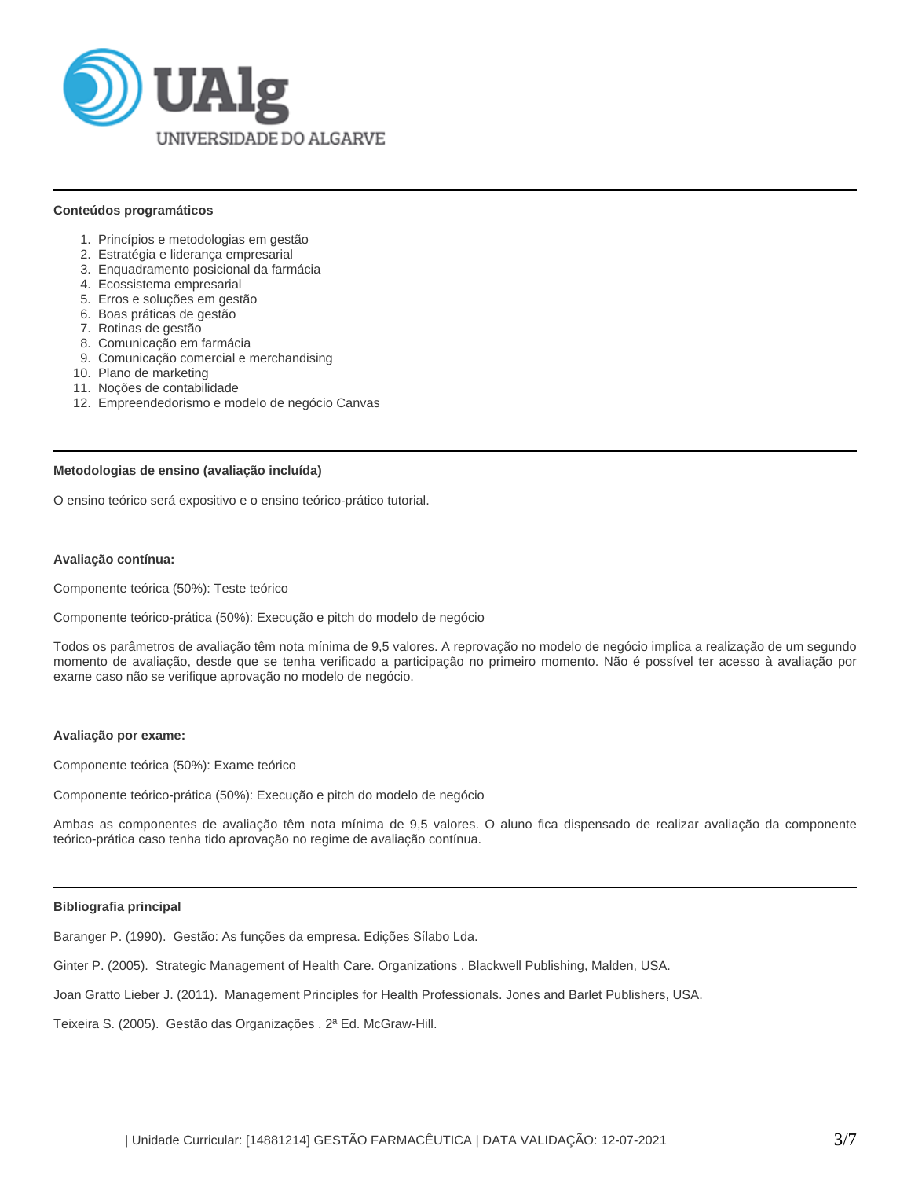## Conteúdos programáticos

1. Princípios e metodologias em gestão
2. Estratégia e liderança empresarial
3. Enquadramento posicional da farmácia
4. Ecossistema empresarial
5. Erros e soluções em gestão
6. Boas práticas de gestão
7. Rotinas de gestão
8. Comunicação em farmácia
9. Comunicação comercial e merchandising
10. Plano de marketing
11. Noções de contabilidade
12. Empreendedorismo e modelo de negócio Canvas

## Metodologias de ensino (avaliação incluída)

O ensino teórico será expositivo e o ensino teórico-prático tutorial.

**Avaliação contínua:**

Componente teórica (50%): Teste teórico

Componente teórico-prática (50%): Execução e pitch do modelo de negócio

Todos os parâmetros de avaliação têm nota mínima de 9,5 valores. A reprovação no modelo de negócio implica a realização de um segundo momento de avaliação, desde que se tenha verificado a participação no primeiro momento. Não é possível ter acesso à avaliação por exame caso não se verifique aprovação no modelo de negócio.

**Avaliação por exame:**

Componente teórica (50%): Exame teórico

Componente teórico-prática (50%): Execução e pitch do modelo de negócio

Ambas as componentes de avaliação têm nota mínima de 9,5 valores. O aluno fica dispensado de realizar avaliação da componente teórico-prática caso tenha tido aprovação no regime de avaliação contínua.

## Bibliografia principal

Baranger P. (1990). Gestão: As funções da empresa. Edições Sílabo Lda.

Ginter P. (2005). Strategic Management of Health Care. Organizations . Blackwell Publishing, Malden, USA.

Joan Gratto Lieber J. (2011). Management Principles for Health Professionals. Jones and Barlet Publishers, USA.

Teixeira S. (2005). Gestão das Organizações . 2ª Ed. McGraw-Hill.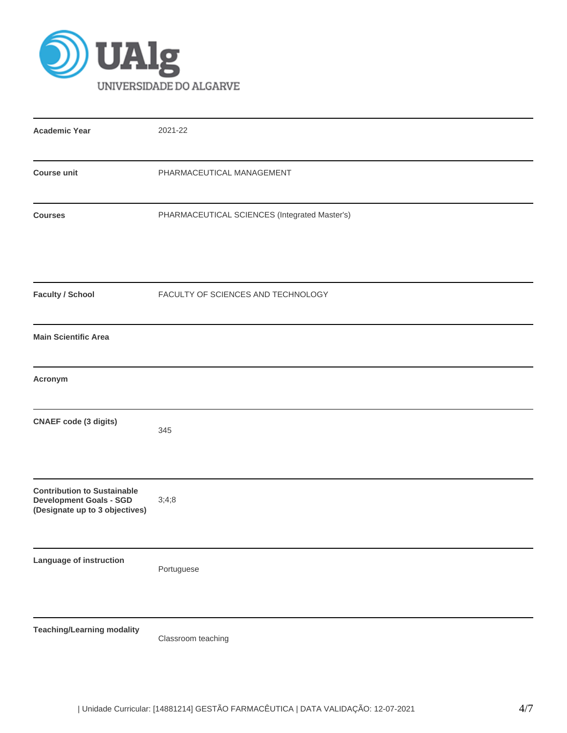| | |
|---|---|
| **Academic Year** | 2021-22 |
| **Course unit** | PHARMACEUTICAL MANAGEMENT |
| **Courses** | PHARMACEUTICAL SCIENCES (Integrated Master's) |
| **Faculty / School** | FACULTY OF SCIENCES AND TECHNOLOGY |
| **Main Scientific Area** | |
| **Acronym** | |
| **CNAEF code (3 digits)** | 345 |
| **Contribution to Sustainable Development Goals - SGD (Designate up to 3 objectives)** | 3;4;8 |
| **Language of instruction** | Portuguese |
| **Teaching/Learning modality** | Classroom teaching |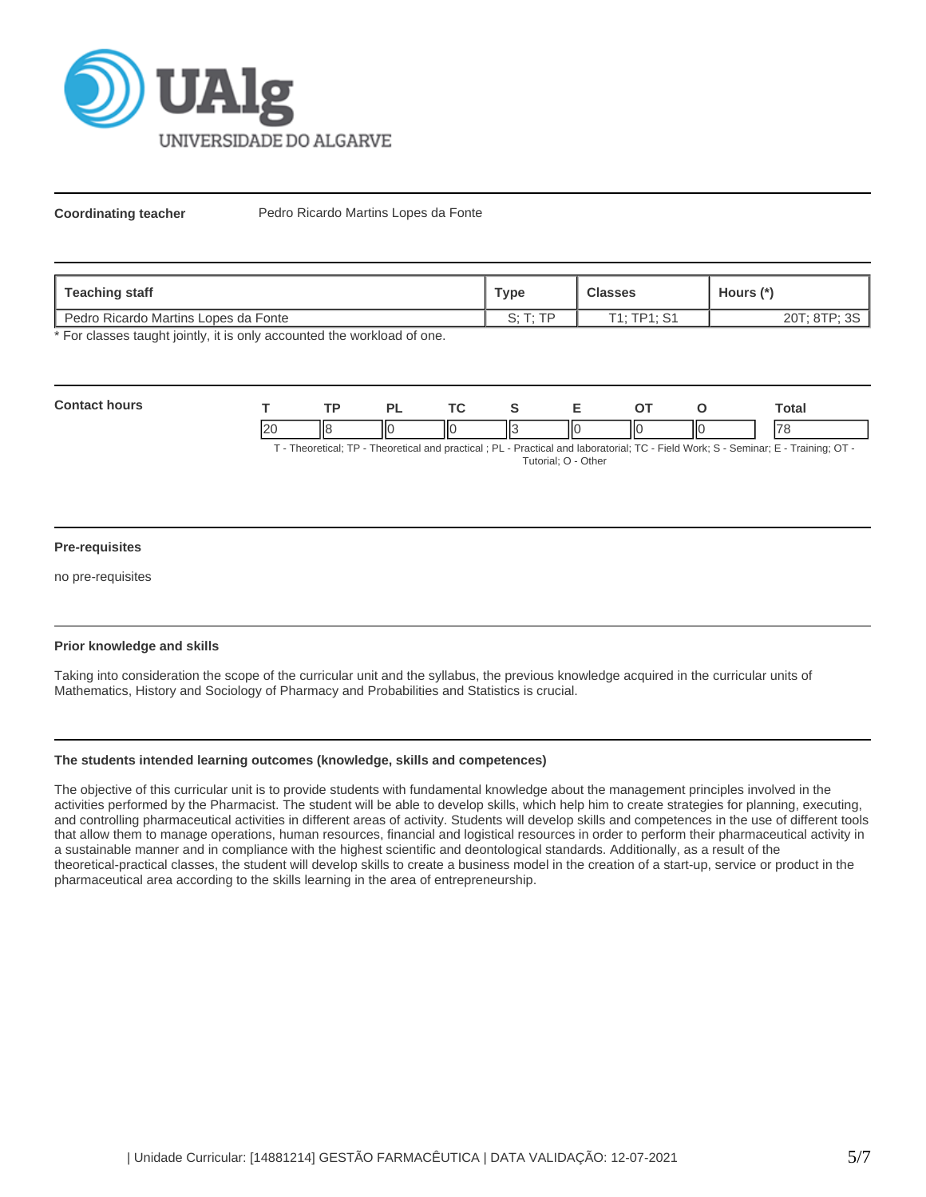**Coordinating teacher** Pedro Ricardo Martins Lopes da Fonte

| Teaching staff | Type | Classes | Hours (*) |
|---|---|---|---|
| Pedro Ricardo Martins Lopes da Fonte | S; T; TP | T1; TP1; S1 | 20T; 8TP; 3S |

* For classes taught jointly, it is only accounted the workload of one.

**Contact hours**

| T | TP | PL | TC | S | E | OT | O | Total |
|---|---|---|---|---|---|---|---|---|
| 20 | 8 | 0 | 0 | 3 | 0 | 0 | 0 | 78 |

T - Theoretical; TP - Theoretical and practical ; PL - Practical and laboratorial; TC - Field Work; S - Seminar; E - Training; OT - Tutorial; O - Other

#### Pre-requisites

no pre-requisites

#### Prior knowledge and skills

Taking into consideration the scope of the curricular unit and the syllabus, the previous knowledge acquired in the curricular units of Mathematics, History and Sociology of Pharmacy and Probabilities and Statistics is crucial.

#### The students intended learning outcomes (knowledge, skills and competences)

The objective of this curricular unit is to provide students with fundamental knowledge about the management principles involved in the activities performed by the Pharmacist. The student will be able to develop skills, which help him to create strategies for planning, executing, and controlling pharmaceutical activities in different areas of activity. Students will develop skills and competences in the use of different tools that allow them to manage operations, human resources, financial and logistical resources in order to perform their pharmaceutical activity in a sustainable manner and in compliance with the highest scientific and deontological standards. Additionally, as a result of the theoretical-practical classes, the student will develop skills to create a business model in the creation of a start-up, service or product in the pharmaceutical area according to the skills learning in the area of entrepreneurship.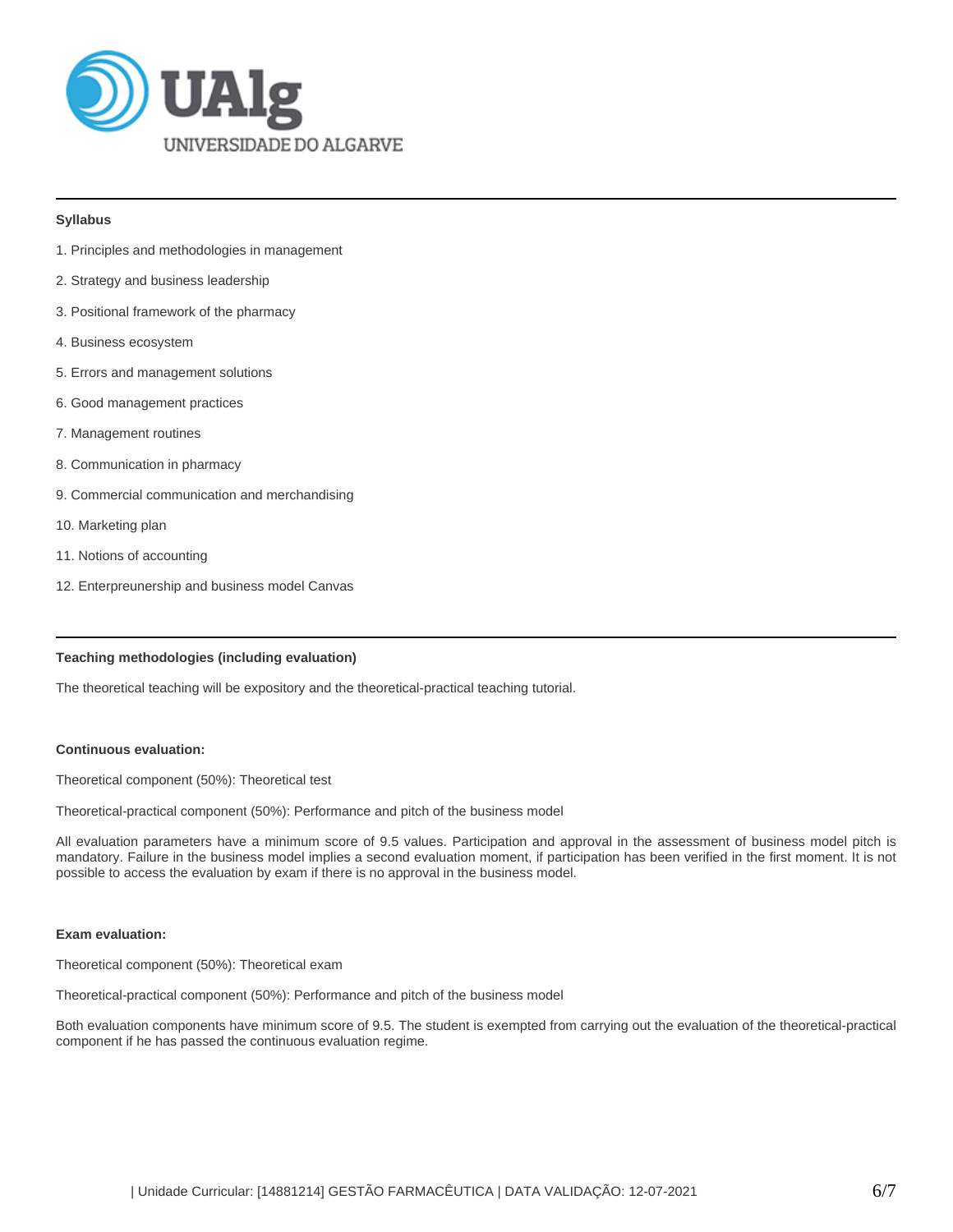### Syllabus

1. Principles and methodologies in management
2. Strategy and business leadership
3. Positional framework of the pharmacy
4. Business ecosystem
5. Errors and management solutions
6. Good management practices
7. Management routines
8. Communication in pharmacy
9. Commercial communication and merchandising
10. Marketing plan
11. Notions of accounting
12. Enterpreunership and business model Canvas

### Teaching methodologies (including evaluation)

The theoretical teaching will be expository and the theoretical-practical teaching tutorial.

**Continuous evaluation:**

Theoretical component (50%): Theoretical test

Theoretical-practical component (50%): Performance and pitch of the business model

All evaluation parameters have a minimum score of 9.5 values. Participation and approval in the assessment of business model pitch is mandatory. Failure in the business model implies a second evaluation moment, if participation has been verified in the first moment. It is not possible to access the evaluation by exam if there is no approval in the business model.

**Exam evaluation:**

Theoretical component (50%): Theoretical exam

Theoretical-practical component (50%): Performance and pitch of the business model

Both evaluation components have minimum score of 9.5. The student is exempted from carrying out the evaluation of the theoretical-practical component if he has passed the continuous evaluation regime.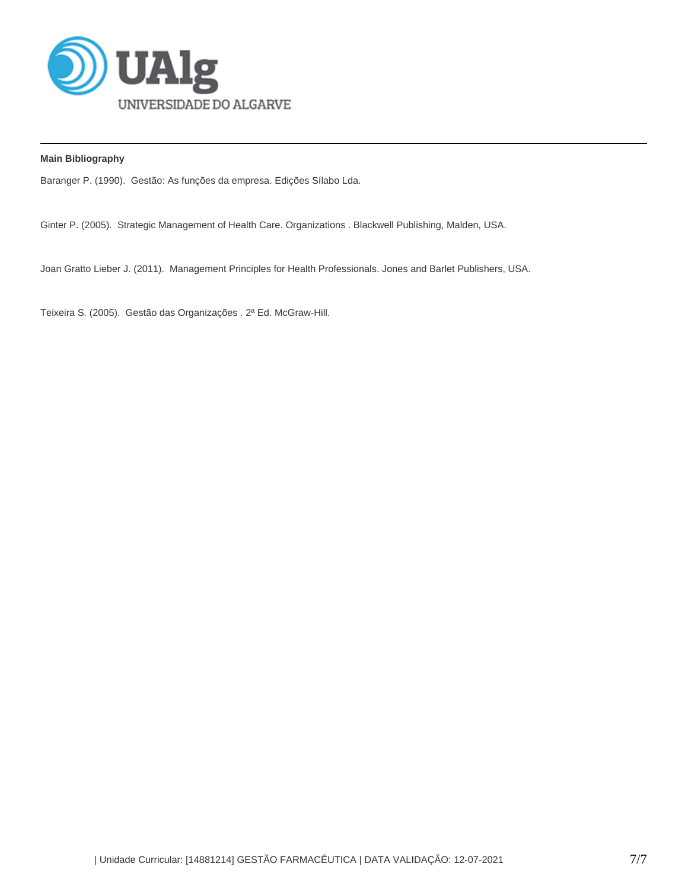**Main Bibliography**

Baranger P. (1990). Gestão: As funções da empresa. Edições Sílabo Lda.

Ginter P. (2005). Strategic Management of Health Care. Organizations . Blackwell Publishing, Malden, USA.

Joan Gratto Lieber J. (2011). Management Principles for Health Professionals. Jones and Barlet Publishers, USA.

Teixeira S. (2005). Gestão das Organizações . 2ª Ed. McGraw-Hill.